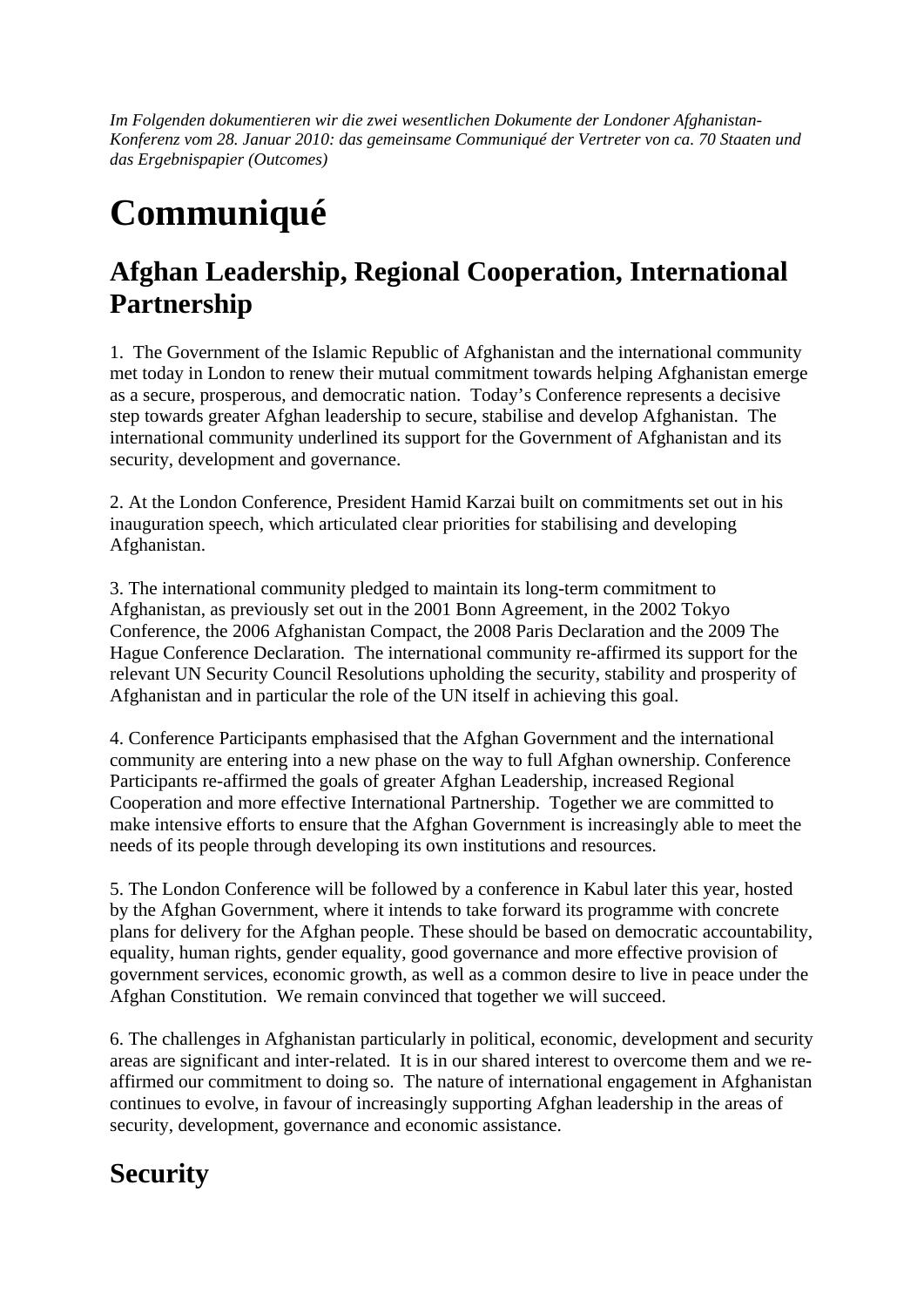*Im Folgenden dokumentieren wir die zwei wesentlichen Dokumente der Londoner Afghanistan-Konferenz vom 28. Januar 2010: das gemeinsame Communiqué der Vertreter von ca. 70 Staaten und das Ergebnispapier (Outcomes)*

# Communiqué

## Afghan Leadership, Regional Cooperation, International Partnership

1. The Government of the Islamic Republic of Afghanistan and the international community met today in London to renew their mutual commitment towards helping Afghanistan emerge as a secure, prosperous, and democratic nation. Today's Conference represents a decisive step towards greater Afghan leadership to secure, stabilise and develop Afghanistan. The international community underlined its support for the Government of Afghanistan and its security, development and governance.

2. At the London Conference, President Hamid Karzai built on commitments set out in his inauguration speech, which articulated clear priorities for stabilising and developing Afghanistan.

3. The international community pledged to maintain its long-term commitment to Afghanistan, as previously set out in the 2001 Bonn Agreement, in the 2002 Tokyo Conference, the 2006 Afghanistan Compact, the 2008 Paris Declaration and the 2009 The Hague Conference Declaration. The international community re-affirmed its support for the relevant UN Security Council Resolutions upholding the security, stability and prosperity of Afghanistan and in particular the role of the UN itself in achieving this goal.

4. Conference Participants emphasised that the Afghan Government and the international community are entering into a new phase on the way to full Afghan ownership. Conference Participants re-affirmed the goals of greater Afghan Leadership, increased Regional Cooperation and more effective International Partnership. Together we are committed to make intensive efforts to ensure that the Afghan Government is increasingly able to meet the needs of its people through developing its own institutions and resources.

5. The London Conference will be followed by a conference in Kabul later this year, hosted by the Afghan Government, where it intends to take forward its programme with concrete plans for delivery for the Afghan people. These should be based on democratic accountability, equality, human rights, gender equality, good governance and more effective provision of government services, economic growth, as well as a common desire to live in peace under the Afghan Constitution. We remain convinced that together we will succeed.

6. The challenges in Afghanistan particularly in political, economic, development and security areas are significant and inter-related. It is in our shared interest to overcome them and we re-affirmed our commitment to doing so. The nature of international engagement in Afghanistan continues to evolve, in favour of increasingly supporting Afghan leadership in the areas of security, development, governance and economic assistance.

## Security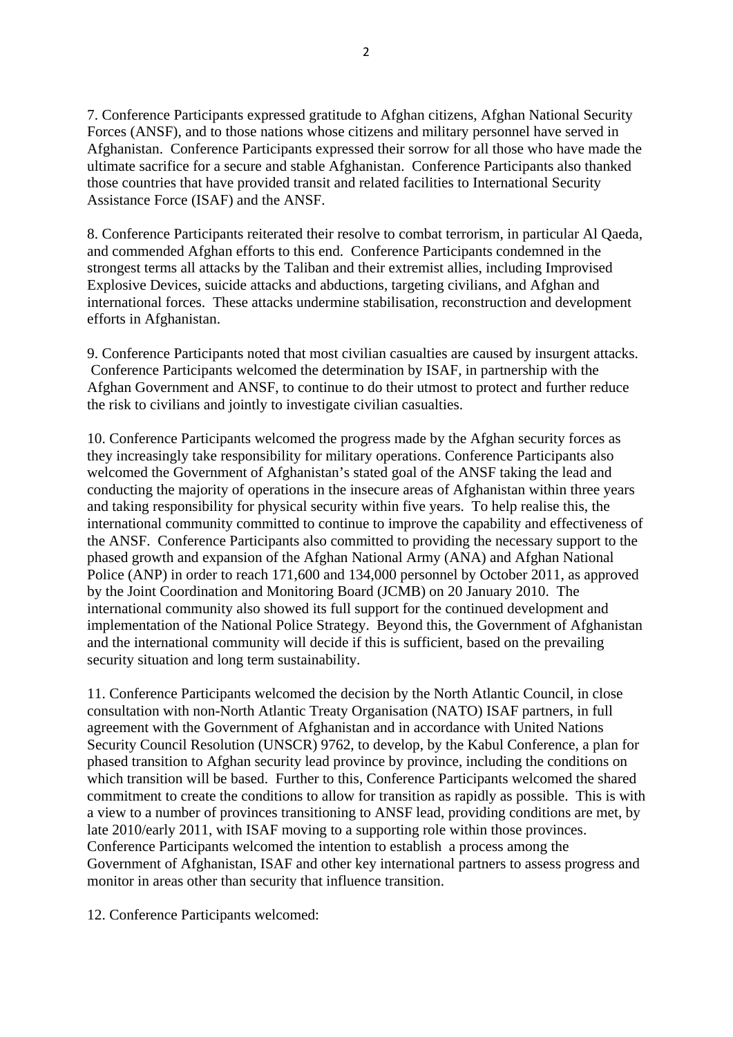7. Conference Participants expressed gratitude to Afghan citizens, Afghan National Security Forces (ANSF), and to those nations whose citizens and military personnel have served in Afghanistan. Conference Participants expressed their sorrow for all those who have made the ultimate sacrifice for a secure and stable Afghanistan. Conference Participants also thanked those countries that have provided transit and related facilities to International Security Assistance Force (ISAF) and the ANSF.

8. Conference Participants reiterated their resolve to combat terrorism, in particular Al Qaeda, and commended Afghan efforts to this end. Conference Participants condemned in the strongest terms all attacks by the Taliban and their extremist allies, including Improvised Explosive Devices, suicide attacks and abductions, targeting civilians, and Afghan and international forces. These attacks undermine stabilisation, reconstruction and development efforts in Afghanistan.

9. Conference Participants noted that most civilian casualties are caused by insurgent attacks. Conference Participants welcomed the determination by ISAF, in partnership with the Afghan Government and ANSF, to continue to do their utmost to protect and further reduce the risk to civilians and jointly to investigate civilian casualties.

10. Conference Participants welcomed the progress made by the Afghan security forces as they increasingly take responsibility for military operations. Conference Participants also welcomed the Government of Afghanistan's stated goal of the ANSF taking the lead and conducting the majority of operations in the insecure areas of Afghanistan within three years and taking responsibility for physical security within five years. To help realise this, the international community committed to continue to improve the capability and effectiveness of the ANSF. Conference Participants also committed to providing the necessary support to the phased growth and expansion of the Afghan National Army (ANA) and Afghan National Police (ANP) in order to reach 171,600 and 134,000 personnel by October 2011, as approved by the Joint Coordination and Monitoring Board (JCMB) on 20 January 2010. The international community also showed its full support for the continued development and implementation of the National Police Strategy. Beyond this, the Government of Afghanistan and the international community will decide if this is sufficient, based on the prevailing security situation and long term sustainability.

11. Conference Participants welcomed the decision by the North Atlantic Council, in close consultation with non-North Atlantic Treaty Organisation (NATO) ISAF partners, in full agreement with the Government of Afghanistan and in accordance with United Nations Security Council Resolution (UNSCR) 9762, to develop, by the Kabul Conference, a plan for phased transition to Afghan security lead province by province, including the conditions on which transition will be based. Further to this, Conference Participants welcomed the shared commitment to create the conditions to allow for transition as rapidly as possible. This is with a view to a number of provinces transitioning to ANSF lead, providing conditions are met, by late 2010/early 2011, with ISAF moving to a supporting role within those provinces. Conference Participants welcomed the intention to establish a process among the Government of Afghanistan, ISAF and other key international partners to assess progress and monitor in areas other than security that influence transition.

12. Conference Participants welcomed: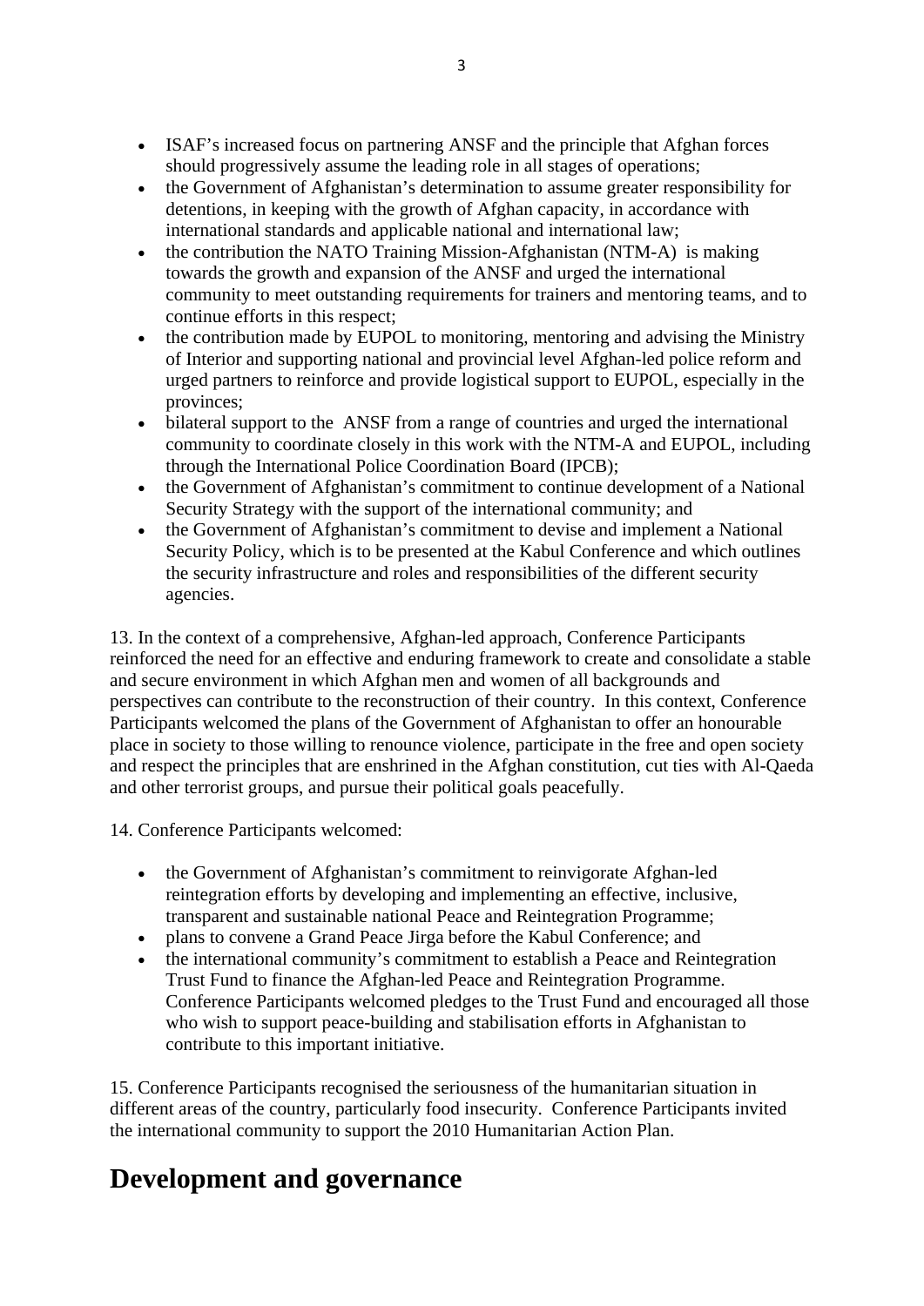- ISAF's increased focus on partnering ANSF and the principle that Afghan forces should progressively assume the leading role in all stages of operations;
- the Government of Afghanistan's determination to assume greater responsibility for detentions, in keeping with the growth of Afghan capacity, in accordance with international standards and applicable national and international law;
- the contribution the NATO Training Mission-Afghanistan (NTM-A) is making towards the growth and expansion of the ANSF and urged the international community to meet outstanding requirements for trainers and mentoring teams, and to continue efforts in this respect;
- the contribution made by EUPOL to monitoring, mentoring and advising the Ministry of Interior and supporting national and provincial level Afghan-led police reform and urged partners to reinforce and provide logistical support to EUPOL, especially in the provinces;
- bilateral support to the ANSF from a range of countries and urged the international community to coordinate closely in this work with the NTM-A and EUPOL, including through the International Police Coordination Board (IPCB);
- the Government of Afghanistan's commitment to continue development of a National Security Strategy with the support of the international community; and
- the Government of Afghanistan's commitment to devise and implement a National Security Policy, which is to be presented at the Kabul Conference and which outlines the security infrastructure and roles and responsibilities of the different security agencies.

13. In the context of a comprehensive, Afghan-led approach, Conference Participants reinforced the need for an effective and enduring framework to create and consolidate a stable and secure environment in which Afghan men and women of all backgrounds and perspectives can contribute to the reconstruction of their country. In this context, Conference Participants welcomed the plans of the Government of Afghanistan to offer an honourable place in society to those willing to renounce violence, participate in the free and open society and respect the principles that are enshrined in the Afghan constitution, cut ties with Al-Qaeda and other terrorist groups, and pursue their political goals peacefully.

14. Conference Participants welcomed:

- the Government of Afghanistan's commitment to reinvigorate Afghan-led reintegration efforts by developing and implementing an effective, inclusive, transparent and sustainable national Peace and Reintegration Programme;
- plans to convene a Grand Peace Jirga before the Kabul Conference; and
- the international community's commitment to establish a Peace and Reintegration Trust Fund to finance the Afghan-led Peace and Reintegration Programme. Conference Participants welcomed pledges to the Trust Fund and encouraged all those who wish to support peace-building and stabilisation efforts in Afghanistan to contribute to this important initiative.

15. Conference Participants recognised the seriousness of the humanitarian situation in different areas of the country, particularly food insecurity. Conference Participants invited the international community to support the 2010 Humanitarian Action Plan.

# Development and governance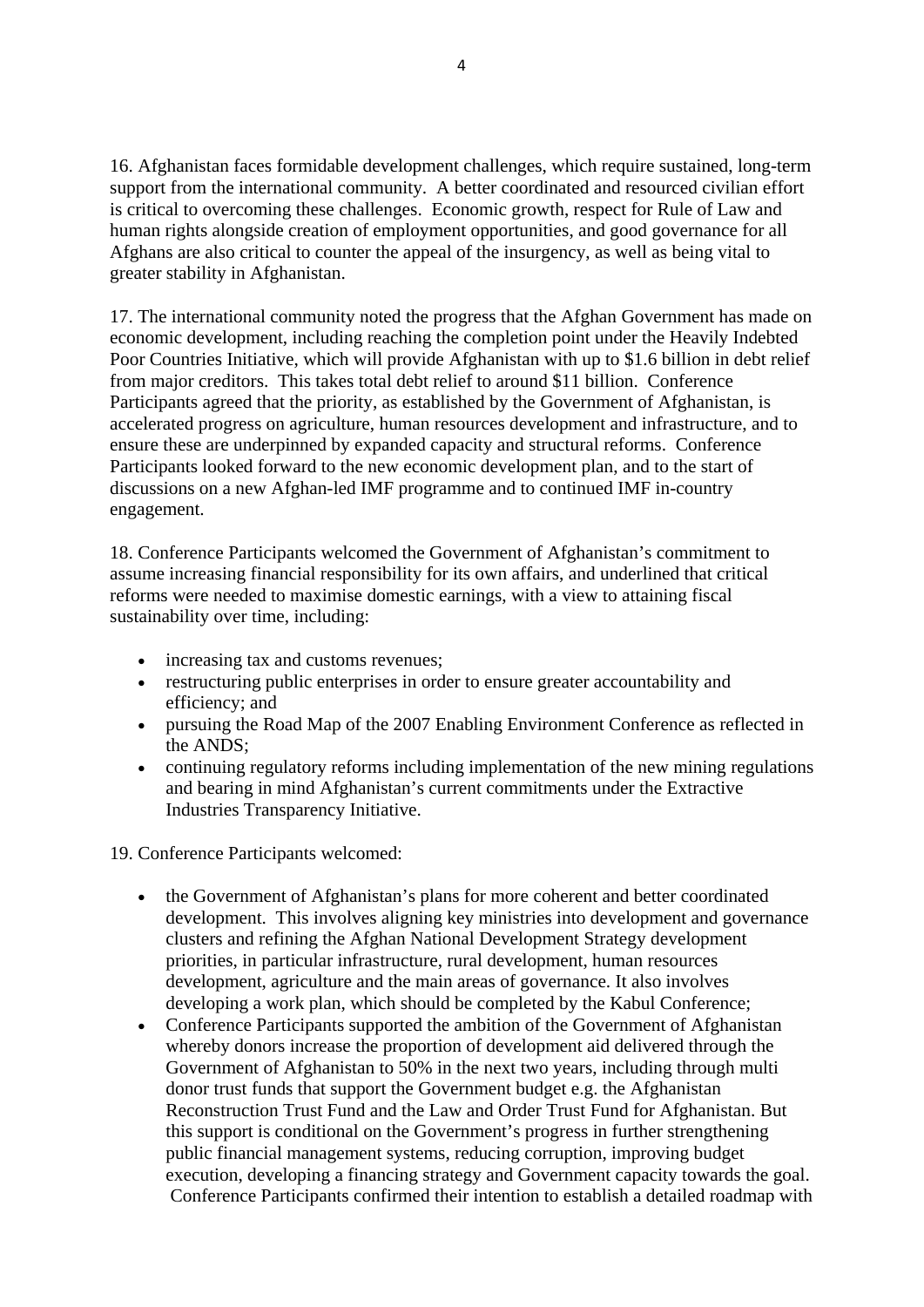16. Afghanistan faces formidable development challenges, which require sustained, long-term support from the international community. A better coordinated and resourced civilian effort is critical to overcoming these challenges. Economic growth, respect for Rule of Law and human rights alongside creation of employment opportunities, and good governance for all Afghans are also critical to counter the appeal of the insurgency, as well as being vital to greater stability in Afghanistan.

17. The international community noted the progress that the Afghan Government has made on economic development, including reaching the completion point under the Heavily Indebted Poor Countries Initiative, which will provide Afghanistan with up to $1.6 billion in debt relief from major creditors. This takes total debt relief to around $11 billion. Conference Participants agreed that the priority, as established by the Government of Afghanistan, is accelerated progress on agriculture, human resources development and infrastructure, and to ensure these are underpinned by expanded capacity and structural reforms. Conference Participants looked forward to the new economic development plan, and to the start of discussions on a new Afghan-led IMF programme and to continued IMF in-country engagement.

18. Conference Participants welcomed the Government of Afghanistan's commitment to assume increasing financial responsibility for its own affairs, and underlined that critical reforms were needed to maximise domestic earnings, with a view to attaining fiscal sustainability over time, including:

- increasing tax and customs revenues;
- restructuring public enterprises in order to ensure greater accountability and efficiency; and
- pursuing the Road Map of the 2007 Enabling Environment Conference as reflected in the ANDS;
- continuing regulatory reforms including implementation of the new mining regulations and bearing in mind Afghanistan's current commitments under the Extractive Industries Transparency Initiative.

19. Conference Participants welcomed:

- the Government of Afghanistan's plans for more coherent and better coordinated development. This involves aligning key ministries into development and governance clusters and refining the Afghan National Development Strategy development priorities, in particular infrastructure, rural development, human resources development, agriculture and the main areas of governance. It also involves developing a work plan, which should be completed by the Kabul Conference;
- Conference Participants supported the ambition of the Government of Afghanistan whereby donors increase the proportion of development aid delivered through the Government of Afghanistan to 50% in the next two years, including through multi donor trust funds that support the Government budget e.g. the Afghanistan Reconstruction Trust Fund and the Law and Order Trust Fund for Afghanistan. But this support is conditional on the Government's progress in further strengthening public financial management systems, reducing corruption, improving budget execution, developing a financing strategy and Government capacity towards the goal. Conference Participants confirmed their intention to establish a detailed roadmap with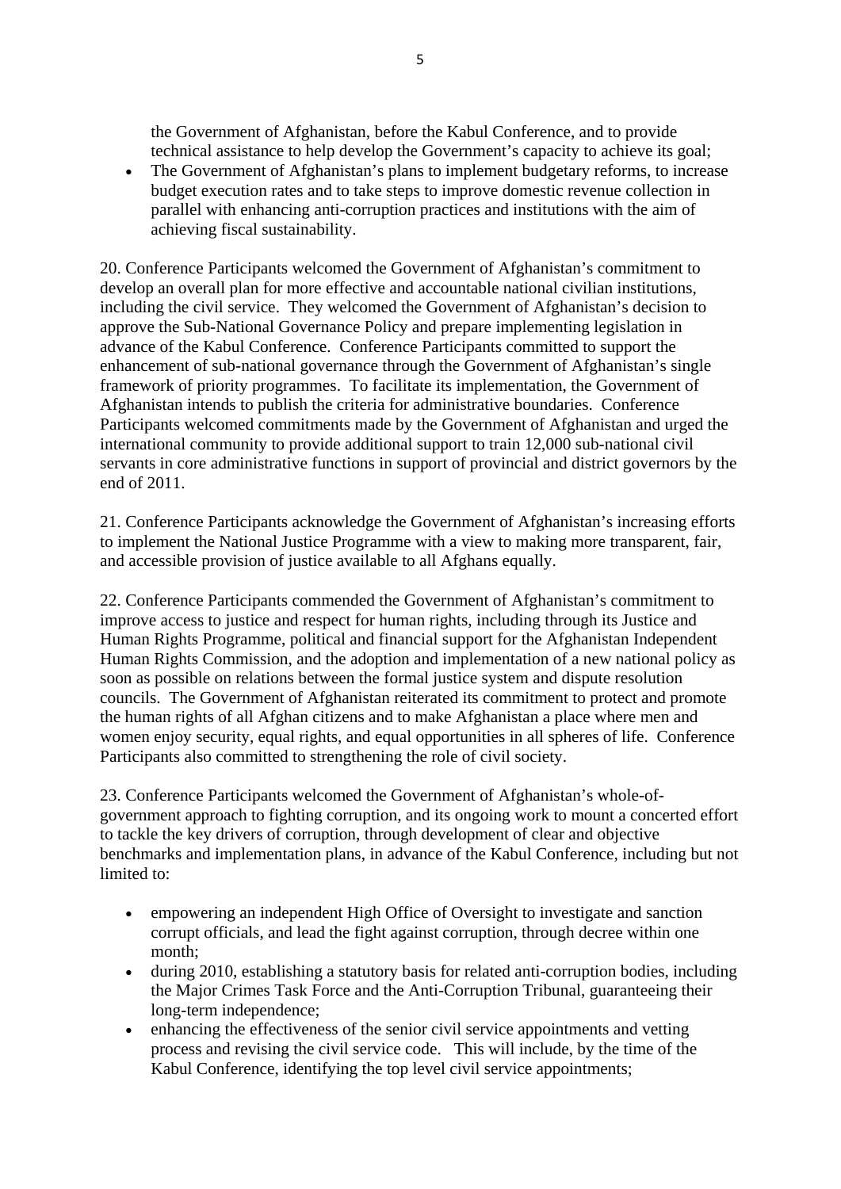the Government of Afghanistan, before the Kabul Conference, and to provide technical assistance to help develop the Government's capacity to achieve its goal;

- The Government of Afghanistan's plans to implement budgetary reforms, to increase budget execution rates and to take steps to improve domestic revenue collection in parallel with enhancing anti-corruption practices and institutions with the aim of achieving fiscal sustainability.

20. Conference Participants welcomed the Government of Afghanistan's commitment to develop an overall plan for more effective and accountable national civilian institutions, including the civil service. They welcomed the Government of Afghanistan's decision to approve the Sub-National Governance Policy and prepare implementing legislation in advance of the Kabul Conference. Conference Participants committed to support the enhancement of sub-national governance through the Government of Afghanistan's single framework of priority programmes. To facilitate its implementation, the Government of Afghanistan intends to publish the criteria for administrative boundaries. Conference Participants welcomed commitments made by the Government of Afghanistan and urged the international community to provide additional support to train 12,000 sub-national civil servants in core administrative functions in support of provincial and district governors by the end of 2011.

21. Conference Participants acknowledge the Government of Afghanistan's increasing efforts to implement the National Justice Programme with a view to making more transparent, fair, and accessible provision of justice available to all Afghans equally.

22. Conference Participants commended the Government of Afghanistan's commitment to improve access to justice and respect for human rights, including through its Justice and Human Rights Programme, political and financial support for the Afghanistan Independent Human Rights Commission, and the adoption and implementation of a new national policy as soon as possible on relations between the formal justice system and dispute resolution councils. The Government of Afghanistan reiterated its commitment to protect and promote the human rights of all Afghan citizens and to make Afghanistan a place where men and women enjoy security, equal rights, and equal opportunities in all spheres of life. Conference Participants also committed to strengthening the role of civil society.

23. Conference Participants welcomed the Government of Afghanistan's whole-of-government approach to fighting corruption, and its ongoing work to mount a concerted effort to tackle the key drivers of corruption, through development of clear and objective benchmarks and implementation plans, in advance of the Kabul Conference, including but not limited to:

- empowering an independent High Office of Oversight to investigate and sanction corrupt officials, and lead the fight against corruption, through decree within one month;
- during 2010, establishing a statutory basis for related anti-corruption bodies, including the Major Crimes Task Force and the Anti-Corruption Tribunal, guaranteeing their long-term independence;
- enhancing the effectiveness of the senior civil service appointments and vetting process and revising the civil service code. This will include, by the time of the Kabul Conference, identifying the top level civil service appointments;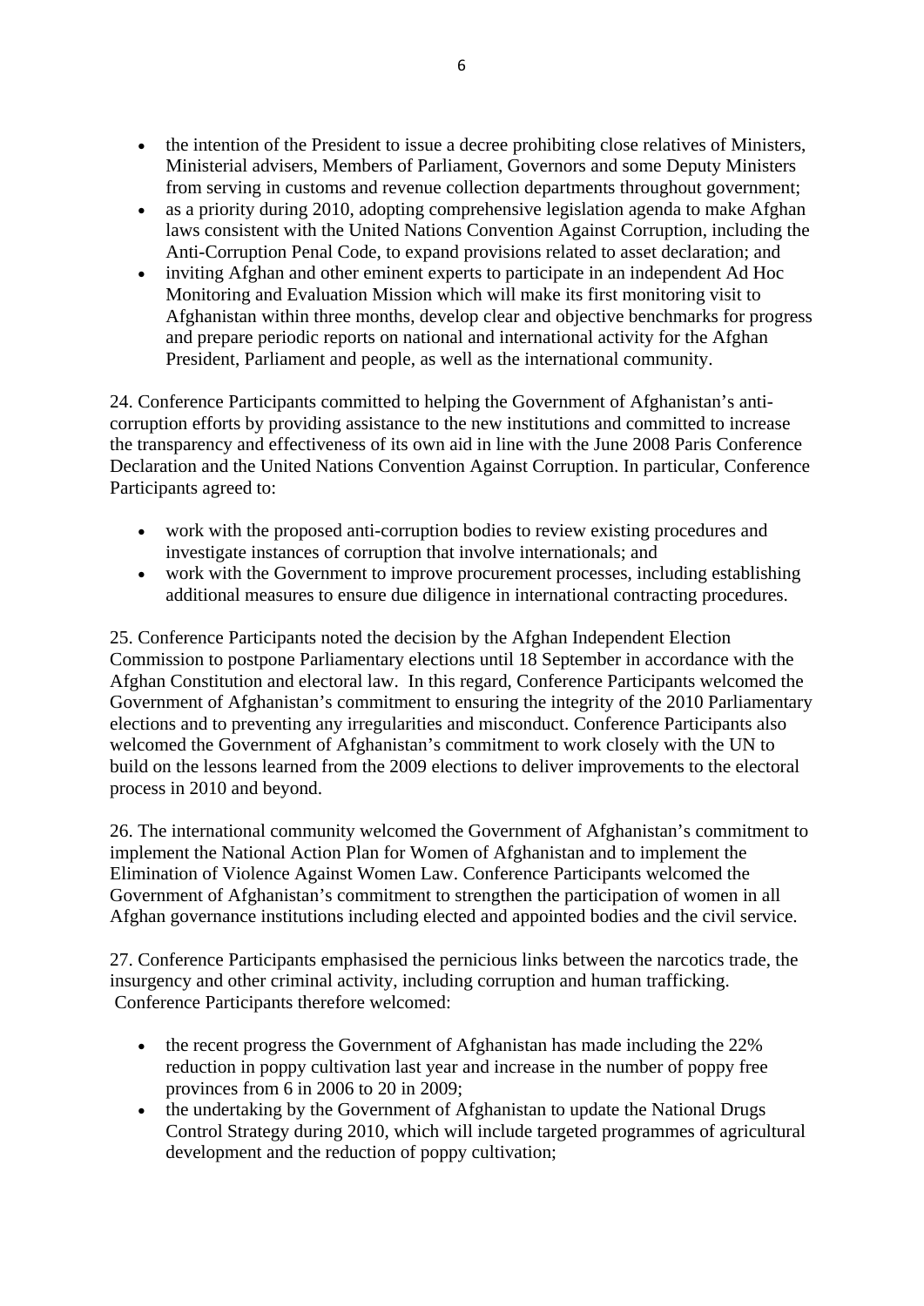- the intention of the President to issue a decree prohibiting close relatives of Ministers, Ministerial advisers, Members of Parliament, Governors and some Deputy Ministers from serving in customs and revenue collection departments throughout government;
- as a priority during 2010, adopting comprehensive legislation agenda to make Afghan laws consistent with the United Nations Convention Against Corruption, including the Anti-Corruption Penal Code, to expand provisions related to asset declaration; and
- inviting Afghan and other eminent experts to participate in an independent Ad Hoc Monitoring and Evaluation Mission which will make its first monitoring visit to Afghanistan within three months, develop clear and objective benchmarks for progress and prepare periodic reports on national and international activity for the Afghan President, Parliament and people, as well as the international community.

24. Conference Participants committed to helping the Government of Afghanistan's anti-corruption efforts by providing assistance to the new institutions and committed to increase the transparency and effectiveness of its own aid in line with the June 2008 Paris Conference Declaration and the United Nations Convention Against Corruption. In particular, Conference Participants agreed to:

- work with the proposed anti-corruption bodies to review existing procedures and investigate instances of corruption that involve internationals; and
- work with the Government to improve procurement processes, including establishing additional measures to ensure due diligence in international contracting procedures.

25. Conference Participants noted the decision by the Afghan Independent Election Commission to postpone Parliamentary elections until 18 September in accordance with the Afghan Constitution and electoral law. In this regard, Conference Participants welcomed the Government of Afghanistan's commitment to ensuring the integrity of the 2010 Parliamentary elections and to preventing any irregularities and misconduct. Conference Participants also welcomed the Government of Afghanistan's commitment to work closely with the UN to build on the lessons learned from the 2009 elections to deliver improvements to the electoral process in 2010 and beyond.

26. The international community welcomed the Government of Afghanistan's commitment to implement the National Action Plan for Women of Afghanistan and to implement the Elimination of Violence Against Women Law. Conference Participants welcomed the Government of Afghanistan's commitment to strengthen the participation of women in all Afghan governance institutions including elected and appointed bodies and the civil service.

27. Conference Participants emphasised the pernicious links between the narcotics trade, the insurgency and other criminal activity, including corruption and human trafficking. Conference Participants therefore welcomed:

- the recent progress the Government of Afghanistan has made including the 22% reduction in poppy cultivation last year and increase in the number of poppy free provinces from 6 in 2006 to 20 in 2009;
- the undertaking by the Government of Afghanistan to update the National Drugs Control Strategy during 2010, which will include targeted programmes of agricultural development and the reduction of poppy cultivation;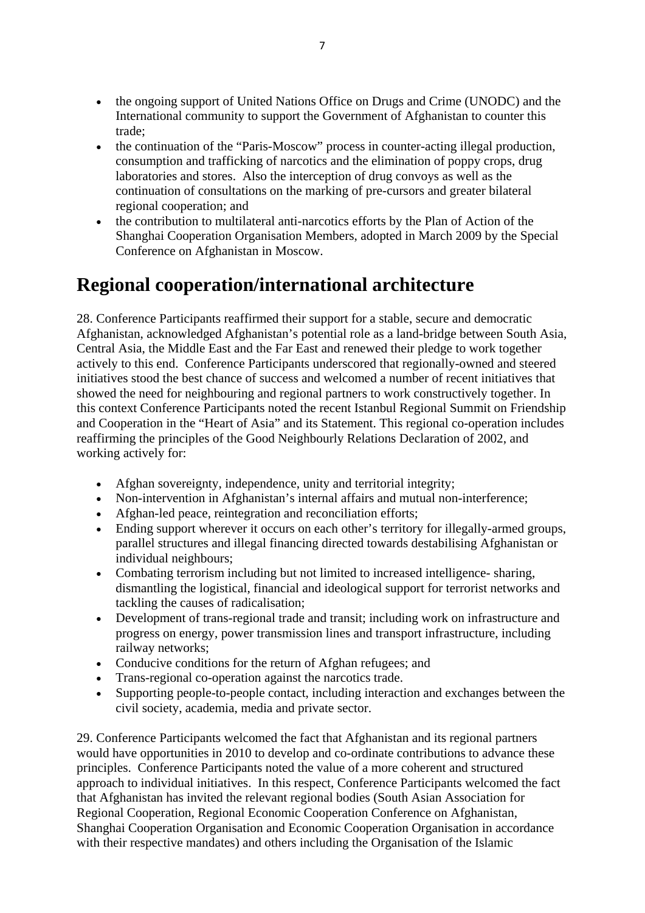- the ongoing support of United Nations Office on Drugs and Crime (UNODC) and the International community to support the Government of Afghanistan to counter this trade;
- the continuation of the "Paris-Moscow" process in counter-acting illegal production, consumption and trafficking of narcotics and the elimination of poppy crops, drug laboratories and stores. Also the interception of drug convoys as well as the continuation of consultations on the marking of pre-cursors and greater bilateral regional cooperation; and
- the contribution to multilateral anti-narcotics efforts by the Plan of Action of the Shanghai Cooperation Organisation Members, adopted in March 2009 by the Special Conference on Afghanistan in Moscow.

# Regional cooperation/international architecture

28. Conference Participants reaffirmed their support for a stable, secure and democratic Afghanistan, acknowledged Afghanistan's potential role as a land-bridge between South Asia, Central Asia, the Middle East and the Far East and renewed their pledge to work together actively to this end. Conference Participants underscored that regionally-owned and steered initiatives stood the best chance of success and welcomed a number of recent initiatives that showed the need for neighbouring and regional partners to work constructively together. In this context Conference Participants noted the recent Istanbul Regional Summit on Friendship and Cooperation in the "Heart of Asia" and its Statement. This regional co-operation includes reaffirming the principles of the Good Neighbourly Relations Declaration of 2002, and working actively for:

- Afghan sovereignty, independence, unity and territorial integrity;
- Non-intervention in Afghanistan's internal affairs and mutual non-interference;
- Afghan-led peace, reintegration and reconciliation efforts;
- Ending support wherever it occurs on each other's territory for illegally-armed groups, parallel structures and illegal financing directed towards destabilising Afghanistan or individual neighbours;
- Combating terrorism including but not limited to increased intelligence- sharing, dismantling the logistical, financial and ideological support for terrorist networks and tackling the causes of radicalisation;
- Development of trans-regional trade and transit; including work on infrastructure and progress on energy, power transmission lines and transport infrastructure, including railway networks;
- Conducive conditions for the return of Afghan refugees; and
- Trans-regional co-operation against the narcotics trade.
- Supporting people-to-people contact, including interaction and exchanges between the civil society, academia, media and private sector.

29. Conference Participants welcomed the fact that Afghanistan and its regional partners would have opportunities in 2010 to develop and co-ordinate contributions to advance these principles. Conference Participants noted the value of a more coherent and structured approach to individual initiatives. In this respect, Conference Participants welcomed the fact that Afghanistan has invited the relevant regional bodies (South Asian Association for Regional Cooperation, Regional Economic Cooperation Conference on Afghanistan, Shanghai Cooperation Organisation and Economic Cooperation Organisation in accordance with their respective mandates) and others including the Organisation of the Islamic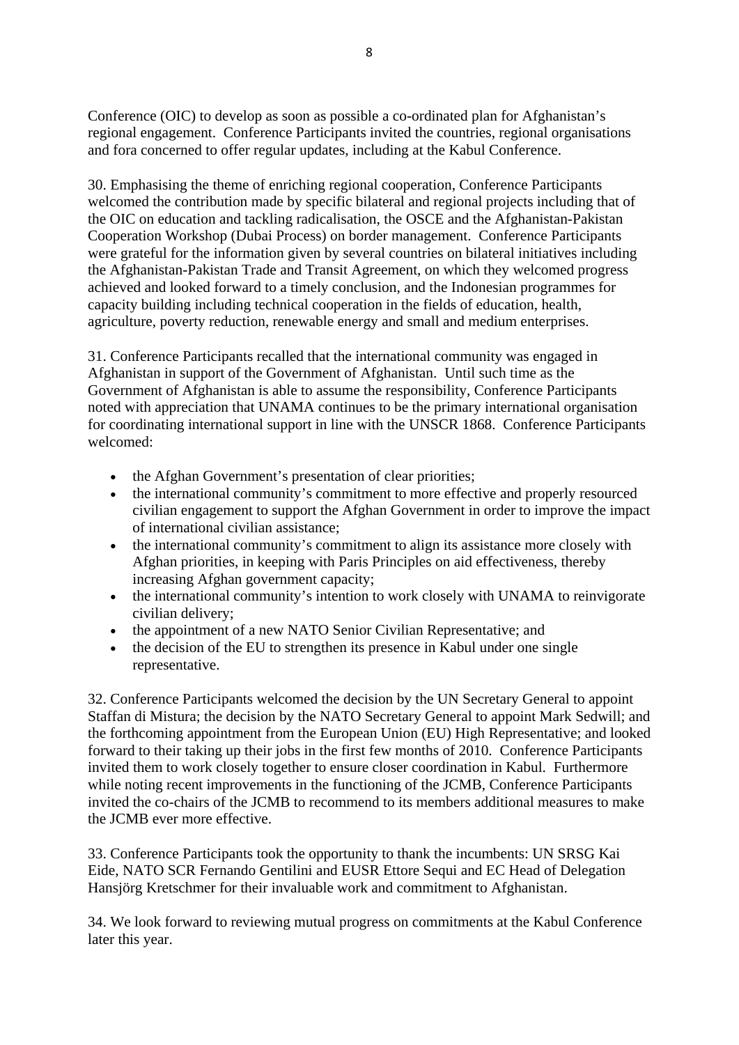Conference (OIC) to develop as soon as possible a co-ordinated plan for Afghanistan's regional engagement. Conference Participants invited the countries, regional organisations and fora concerned to offer regular updates, including at the Kabul Conference.

30. Emphasising the theme of enriching regional cooperation, Conference Participants welcomed the contribution made by specific bilateral and regional projects including that of the OIC on education and tackling radicalisation, the OSCE and the Afghanistan-Pakistan Cooperation Workshop (Dubai Process) on border management. Conference Participants were grateful for the information given by several countries on bilateral initiatives including the Afghanistan-Pakistan Trade and Transit Agreement, on which they welcomed progress achieved and looked forward to a timely conclusion, and the Indonesian programmes for capacity building including technical cooperation in the fields of education, health, agriculture, poverty reduction, renewable energy and small and medium enterprises.

31. Conference Participants recalled that the international community was engaged in Afghanistan in support of the Government of Afghanistan. Until such time as the Government of Afghanistan is able to assume the responsibility, Conference Participants noted with appreciation that UNAMA continues to be the primary international organisation for coordinating international support in line with the UNSCR 1868. Conference Participants welcomed:

- the Afghan Government's presentation of clear priorities;
- the international community's commitment to more effective and properly resourced civilian engagement to support the Afghan Government in order to improve the impact of international civilian assistance;
- the international community's commitment to align its assistance more closely with Afghan priorities, in keeping with Paris Principles on aid effectiveness, thereby increasing Afghan government capacity;
- the international community's intention to work closely with UNAMA to reinvigorate civilian delivery;
- the appointment of a new NATO Senior Civilian Representative; and
- the decision of the EU to strengthen its presence in Kabul under one single representative.

32. Conference Participants welcomed the decision by the UN Secretary General to appoint Staffan di Mistura; the decision by the NATO Secretary General to appoint Mark Sedwill; and the forthcoming appointment from the European Union (EU) High Representative; and looked forward to their taking up their jobs in the first few months of 2010. Conference Participants invited them to work closely together to ensure closer coordination in Kabul. Furthermore while noting recent improvements in the functioning of the JCMB, Conference Participants invited the co-chairs of the JCMB to recommend to its members additional measures to make the JCMB ever more effective.

33. Conference Participants took the opportunity to thank the incumbents: UN SRSG Kai Eide, NATO SCR Fernando Gentilini and EUSR Ettore Sequi and EC Head of Delegation Hansjörg Kretschmer for their invaluable work and commitment to Afghanistan.

34. We look forward to reviewing mutual progress on commitments at the Kabul Conference later this year.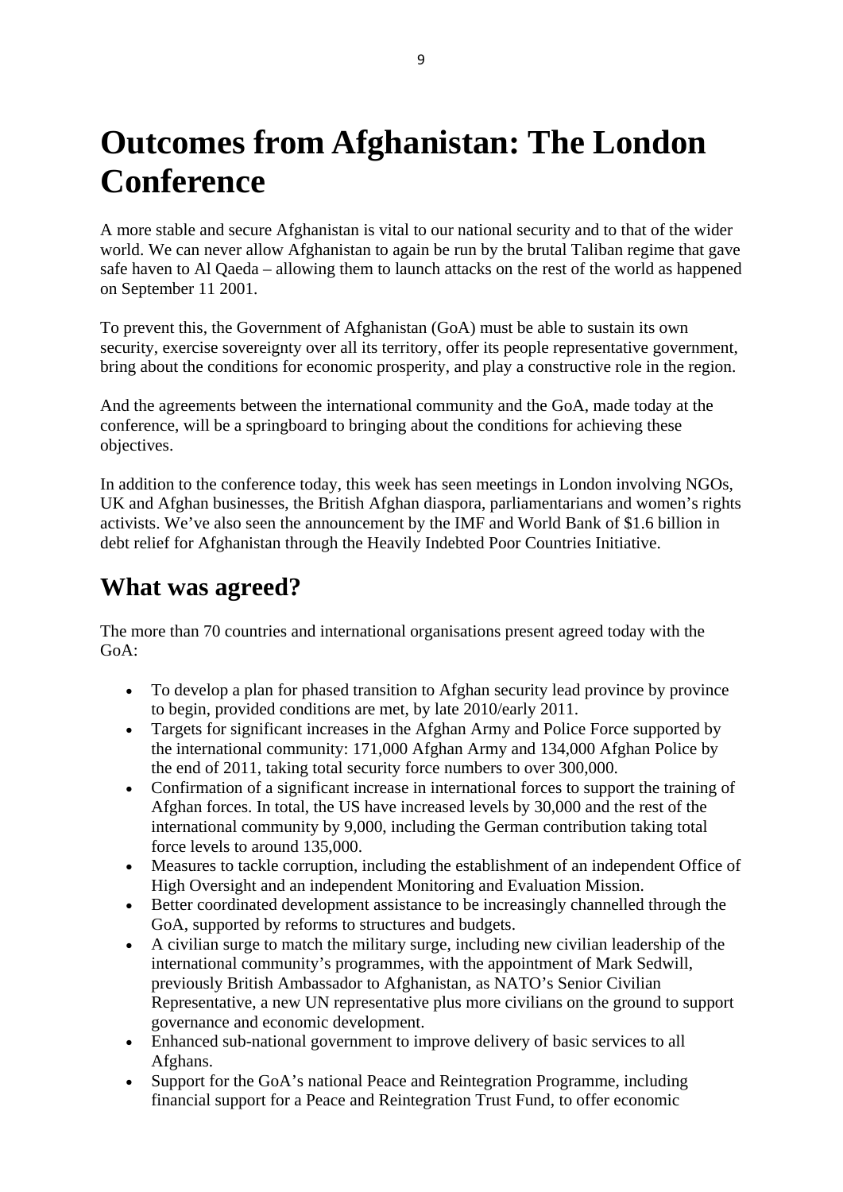# Outcomes from Afghanistan: The London Conference

A more stable and secure Afghanistan is vital to our national security and to that of the wider world. We can never allow Afghanistan to again be run by the brutal Taliban regime that gave safe haven to Al Qaeda – allowing them to launch attacks on the rest of the world as happened on September 11 2001.

To prevent this, the Government of Afghanistan (GoA) must be able to sustain its own security, exercise sovereignty over all its territory, offer its people representative government, bring about the conditions for economic prosperity, and play a constructive role in the region.

And the agreements between the international community and the GoA, made today at the conference, will be a springboard to bringing about the conditions for achieving these objectives.

In addition to the conference today, this week has seen meetings in London involving NGOs, UK and Afghan businesses, the British Afghan diaspora, parliamentarians and women's rights activists. We've also seen the announcement by the IMF and World Bank of $1.6 billion in debt relief for Afghanistan through the Heavily Indebted Poor Countries Initiative.

## What was agreed?

The more than 70 countries and international organisations present agreed today with the GoA:

- To develop a plan for phased transition to Afghan security lead province by province to begin, provided conditions are met, by late 2010/early 2011.
- Targets for significant increases in the Afghan Army and Police Force supported by the international community: 171,000 Afghan Army and 134,000 Afghan Police by the end of 2011, taking total security force numbers to over 300,000.
- Confirmation of a significant increase in international forces to support the training of Afghan forces. In total, the US have increased levels by 30,000 and the rest of the international community by 9,000, including the German contribution taking total force levels to around 135,000.
- Measures to tackle corruption, including the establishment of an independent Office of High Oversight and an independent Monitoring and Evaluation Mission.
- Better coordinated development assistance to be increasingly channelled through the GoA, supported by reforms to structures and budgets.
- A civilian surge to match the military surge, including new civilian leadership of the international community's programmes, with the appointment of Mark Sedwill, previously British Ambassador to Afghanistan, as NATO's Senior Civilian Representative, a new UN representative plus more civilians on the ground to support governance and economic development.
- Enhanced sub-national government to improve delivery of basic services to all Afghans.
- Support for the GoA's national Peace and Reintegration Programme, including financial support for a Peace and Reintegration Trust Fund, to offer economic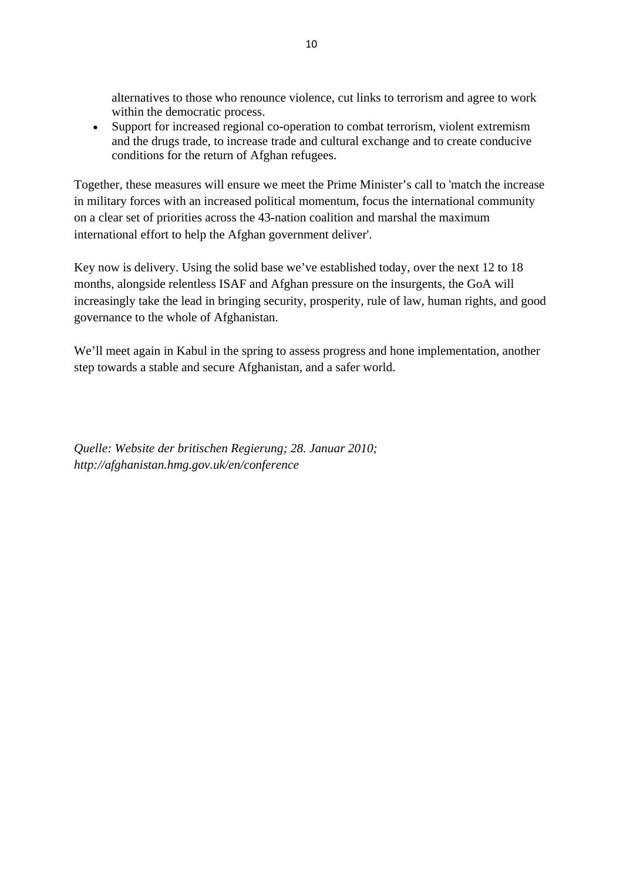alternatives to those who renounce violence, cut links to terrorism and agree to work within the democratic process.

- Support for increased regional co-operation to combat terrorism, violent extremism and the drugs trade, to increase trade and cultural exchange and to create conducive conditions for the return of Afghan refugees.

Together, these measures will ensure we meet the Prime Minister's call to 'match the increase in military forces with an increased political momentum, focus the international community on a clear set of priorities across the 43-nation coalition and marshal the maximum international effort to help the Afghan government deliver'.

Key now is delivery. Using the solid base we've established today, over the next 12 to 18 months, alongside relentless ISAF and Afghan pressure on the insurgents, the GoA will increasingly take the lead in bringing security, prosperity, rule of law, human rights, and good governance to the whole of Afghanistan.

We'll meet again in Kabul in the spring to assess progress and hone implementation, another step towards a stable and secure Afghanistan, and a safer world.

*Quelle: Website der britischen Regierung; 28. Januar 2010; http://afghanistan.hmg.gov.uk/en/conference*